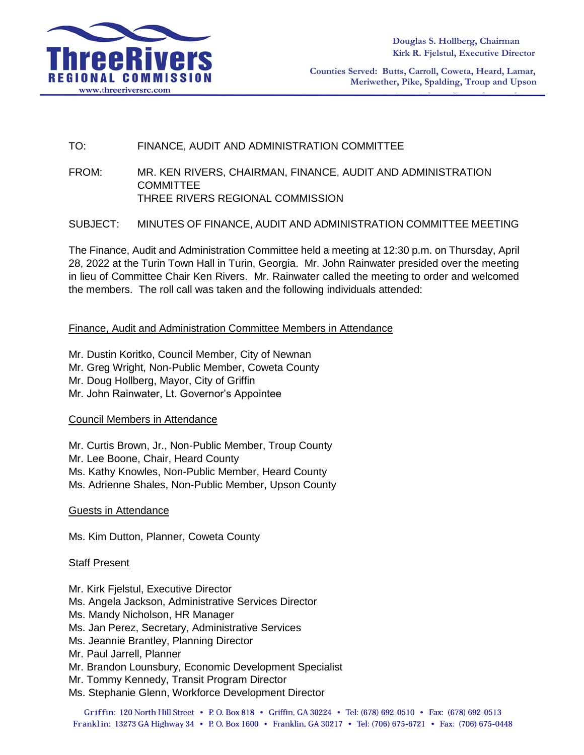**ThreeRivers REGIONAL COMMISSION**
www.threeriversrc.com

Douglas S. Hollberg, Chairman
Kirk R. Fjelstul, Executive Director

Counties Served: Butts, Carroll, Coweta, Heard, Lamar, Meriwether, Pike, Spalding, Troup and Upson

TO: FINANCE, AUDIT AND ADMINISTRATION COMMITTEE

FROM: MR. KEN RIVERS, CHAIRMAN, FINANCE, AUDIT AND ADMINISTRATION COMMITTEE
THREE RIVERS REGIONAL COMMISSION

SUBJECT: MINUTES OF FINANCE, AUDIT AND ADMINISTRATION COMMITTEE MEETING

The Finance, Audit and Administration Committee held a meeting at 12:30 p.m. on Thursday, April 28, 2022 at the Turin Town Hall in Turin, Georgia. Mr. John Rainwater presided over the meeting in lieu of Committee Chair Ken Rivers. Mr. Rainwater called the meeting to order and welcomed the members. The roll call was taken and the following individuals attended:

<u>Finance, Audit and Administration Committee Members in Attendance</u>

Mr. Dustin Koritko, Council Member, City of Newnan
Mr. Greg Wright, Non-Public Member, Coweta County
Mr. Doug Hollberg, Mayor, City of Griffin
Mr. John Rainwater, Lt. Governor's Appointee

<u>Council Members in Attendance</u>

Mr. Curtis Brown, Jr., Non-Public Member, Troup County
Mr. Lee Boone, Chair, Heard County
Ms. Kathy Knowles, Non-Public Member, Heard County
Ms. Adrienne Shales, Non-Public Member, Upson County

<u>Guests in Attendance</u>

Ms. Kim Dutton, Planner, Coweta County

<u>Staff Present</u>

Mr. Kirk Fjelstul, Executive Director
Ms. Angela Jackson, Administrative Services Director
Ms. Mandy Nicholson, HR Manager
Ms. Jan Perez, Secretary, Administrative Services
Ms. Jeannie Brantley, Planning Director
Mr. Paul Jarrell, Planner
Mr. Brandon Lounsbury, Economic Development Specialist
Mr. Tommy Kennedy, Transit Program Director
Ms. Stephanie Glenn, Workforce Development Director

Griffin: 120 North Hill Street • P. O. Box 818 • Griffin, GA 30224 • Tel: (678) 692-0510 • Fax: (678) 692-0513
Franklin: 13273 GA Highway 34 • P. O. Box 1600 • Franklin, GA 30217 • Tel: (706) 675-6721 • Fax: (706) 675-0448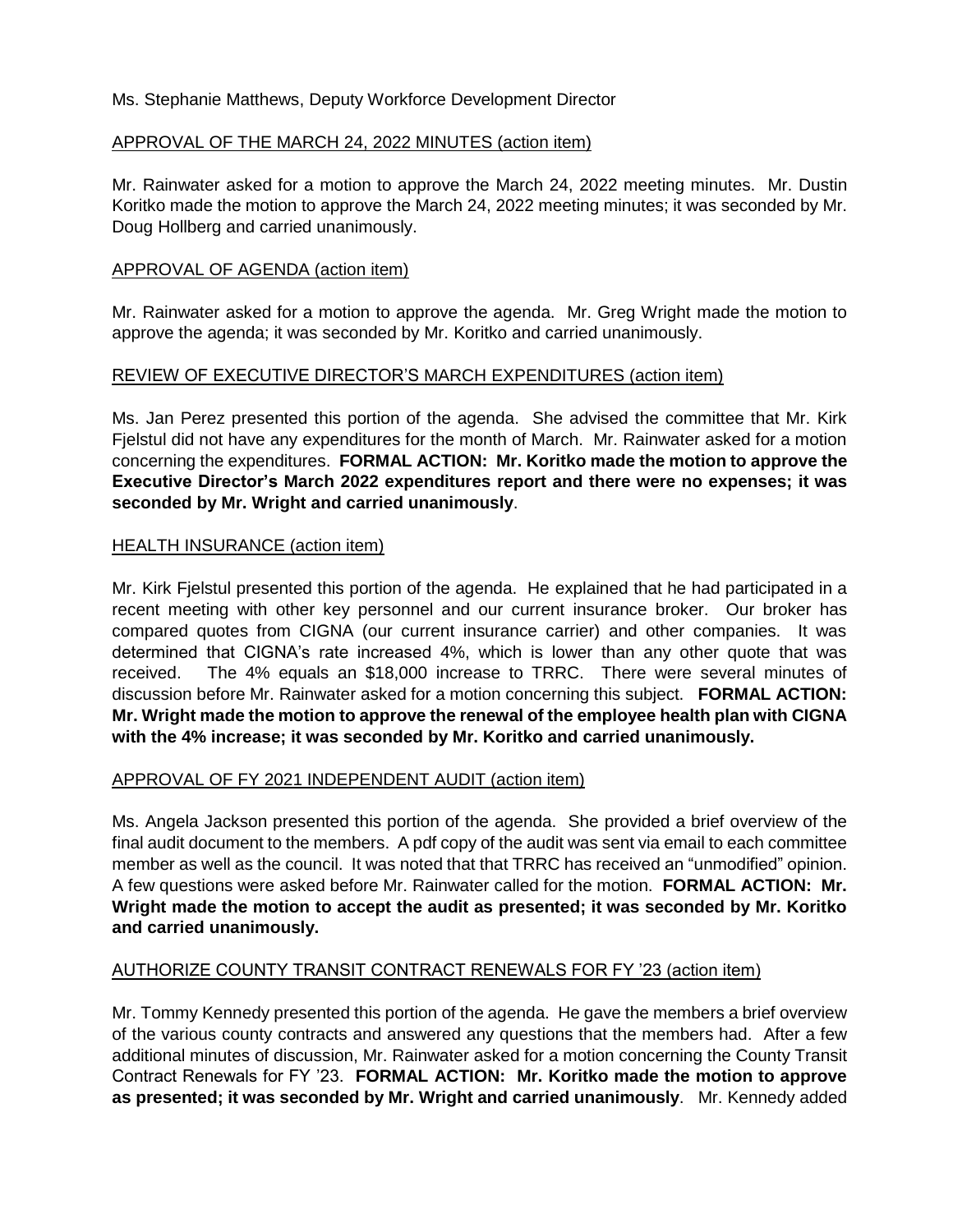Ms. Stephanie Matthews, Deputy Workforce Development Director

APPROVAL OF THE MARCH 24, 2022 MINUTES (action item)

Mr. Rainwater asked for a motion to approve the March 24, 2022 meeting minutes. Mr. Dustin Koritko made the motion to approve the March 24, 2022 meeting minutes; it was seconded by Mr. Doug Hollberg and carried unanimously.

APPROVAL OF AGENDA (action item)

Mr. Rainwater asked for a motion to approve the agenda. Mr. Greg Wright made the motion to approve the agenda; it was seconded by Mr. Koritko and carried unanimously.

REVIEW OF EXECUTIVE DIRECTOR'S MARCH EXPENDITURES (action item)

Ms. Jan Perez presented this portion of the agenda. She advised the committee that Mr. Kirk Fjelstul did not have any expenditures for the month of March. Mr. Rainwater asked for a motion concerning the expenditures. **FORMAL ACTION: Mr. Koritko made the motion to approve the Executive Director's March 2022 expenditures report and there were no expenses; it was seconded by Mr. Wright and carried unanimously**.

HEALTH INSURANCE (action item)

Mr. Kirk Fjelstul presented this portion of the agenda. He explained that he had participated in a recent meeting with other key personnel and our current insurance broker. Our broker has compared quotes from CIGNA (our current insurance carrier) and other companies. It was determined that CIGNA's rate increased 4%, which is lower than any other quote that was received. The 4% equals an $18,000 increase to TRRC. There were several minutes of discussion before Mr. Rainwater asked for a motion concerning this subject. **FORMAL ACTION: Mr. Wright made the motion to approve the renewal of the employee health plan with CIGNA with the 4% increase; it was seconded by Mr. Koritko and carried unanimously.**

APPROVAL OF FY 2021 INDEPENDENT AUDIT (action item)

Ms. Angela Jackson presented this portion of the agenda. She provided a brief overview of the final audit document to the members. A pdf copy of the audit was sent via email to each committee member as well as the council. It was noted that that TRRC has received an "unmodified" opinion. A few questions were asked before Mr. Rainwater called for the motion. **FORMAL ACTION: Mr. Wright made the motion to accept the audit as presented; it was seconded by Mr. Koritko and carried unanimously.**

AUTHORIZE COUNTY TRANSIT CONTRACT RENEWALS FOR FY '23 (action item)

Mr. Tommy Kennedy presented this portion of the agenda. He gave the members a brief overview of the various county contracts and answered any questions that the members had. After a few additional minutes of discussion, Mr. Rainwater asked for a motion concerning the County Transit Contract Renewals for FY '23. **FORMAL ACTION: Mr. Koritko made the motion to approve as presented; it was seconded by Mr. Wright and carried unanimously**. Mr. Kennedy added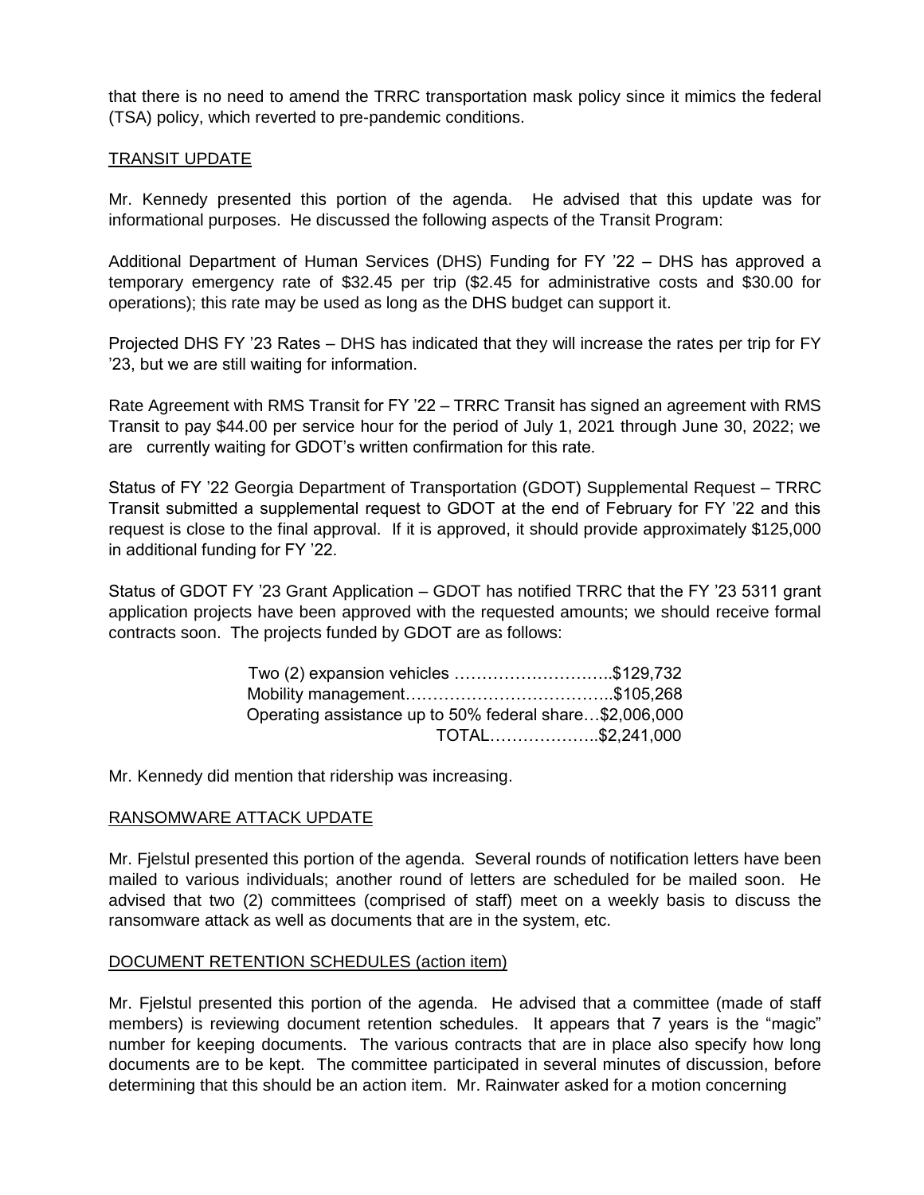that there is no need to amend the TRRC transportation mask policy since it mimics the federal (TSA) policy, which reverted to pre-pandemic conditions.

<u>TRANSIT UPDATE</u>

Mr. Kennedy presented this portion of the agenda. He advised that this update was for informational purposes. He discussed the following aspects of the Transit Program:

Additional Department of Human Services (DHS) Funding for FY '22 – DHS has approved a temporary emergency rate of $32.45 per trip ($2.45 for administrative costs and $30.00 for operations); this rate may be used as long as the DHS budget can support it.

Projected DHS FY '23 Rates – DHS has indicated that they will increase the rates per trip for FY '23, but we are still waiting for information.

Rate Agreement with RMS Transit for FY '22 – TRRC Transit has signed an agreement with RMS Transit to pay $44.00 per service hour for the period of July 1, 2021 through June 30, 2022; we are currently waiting for GDOT's written confirmation for this rate.

Status of FY '22 Georgia Department of Transportation (GDOT) Supplemental Request – TRRC Transit submitted a supplemental request to GDOT at the end of February for FY '22 and this request is close to the final approval. If it is approved, it should provide approximately $125,000 in additional funding for FY '22.

Status of GDOT FY '23 Grant Application – GDOT has notified TRRC that the FY '23 5311 grant application projects have been approved with the requested amounts; we should receive formal contracts soon. The projects funded by GDOT are as follows:

| | |
|---|---|
| Two (2) expansion vehicles | $129,732 |
| Mobility management | $105,268 |
| Operating assistance up to 50% federal share | $2,006,000 |
| TOTAL | $2,241,000 |

Mr. Kennedy did mention that ridership was increasing.

<u>RANSOMWARE ATTACK UPDATE</u>

Mr. Fjelstul presented this portion of the agenda. Several rounds of notification letters have been mailed to various individuals; another round of letters are scheduled for be mailed soon. He advised that two (2) committees (comprised of staff) meet on a weekly basis to discuss the ransomware attack as well as documents that are in the system, etc.

<u>DOCUMENT RETENTION SCHEDULES (action item)</u>

Mr. Fjelstul presented this portion of the agenda. He advised that a committee (made of staff members) is reviewing document retention schedules. It appears that 7 years is the "magic" number for keeping documents. The various contracts that are in place also specify how long documents are to be kept. The committee participated in several minutes of discussion, before determining that this should be an action item. Mr. Rainwater asked for a motion concerning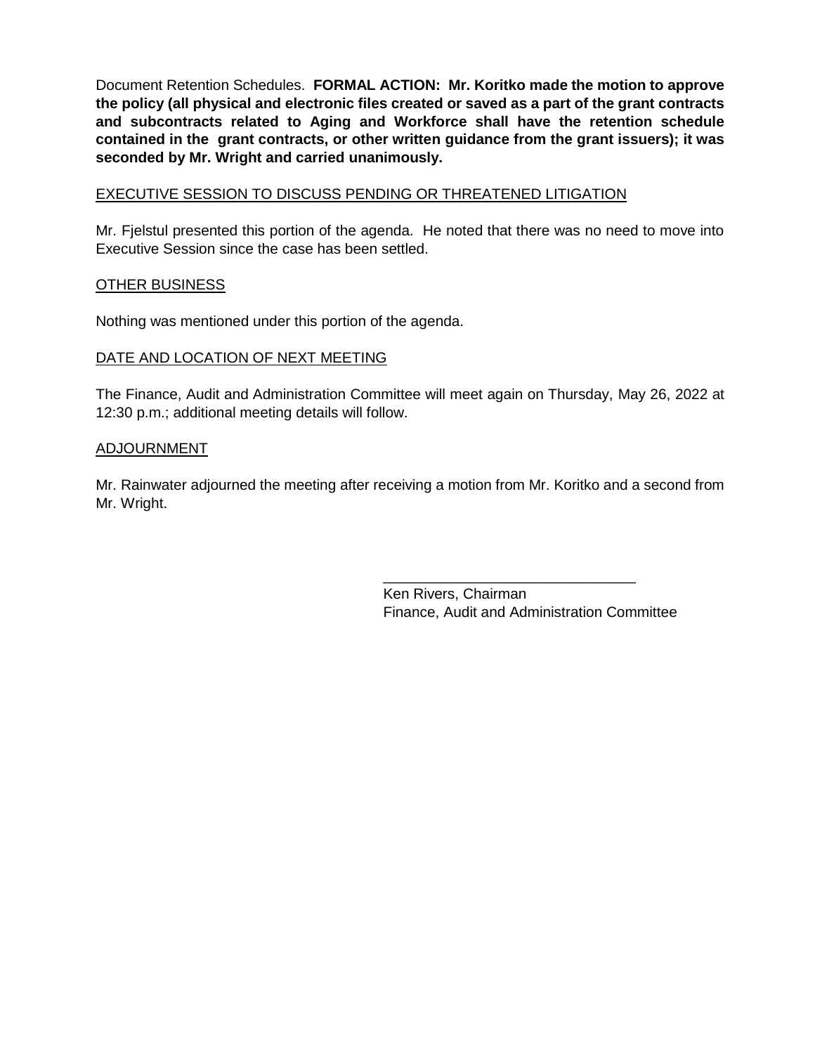Document Retention Schedules. **FORMAL ACTION: Mr. Koritko made the motion to approve the policy (all physical and electronic files created or saved as a part of the grant contracts and subcontracts related to Aging and Workforce shall have the retention schedule contained in the grant contracts, or other written guidance from the grant issuers); it was seconded by Mr. Wright and carried unanimously.**

<u>EXECUTIVE SESSION TO DISCUSS PENDING OR THREATENED LITIGATION</u>

Mr. Fjelstul presented this portion of the agenda. He noted that there was no need to move into Executive Session since the case has been settled.

<u>OTHER BUSINESS</u>

Nothing was mentioned under this portion of the agenda.

<u>DATE AND LOCATION OF NEXT MEETING</u>

The Finance, Audit and Administration Committee will meet again on Thursday, May 26, 2022 at 12:30 p.m.; additional meeting details will follow.

<u>ADJOURNMENT</u>

Mr. Rainwater adjourned the meeting after receiving a motion from Mr. Koritko and a second from Mr. Wright.

\_\_\_\_\_\_\_\_\_\_\_\_\_\_\_\_\_\_\_\_\_\_\_\_\_\_\_\_\_\_\_\_

Ken Rivers, Chairman
Finance, Audit and Administration Committee